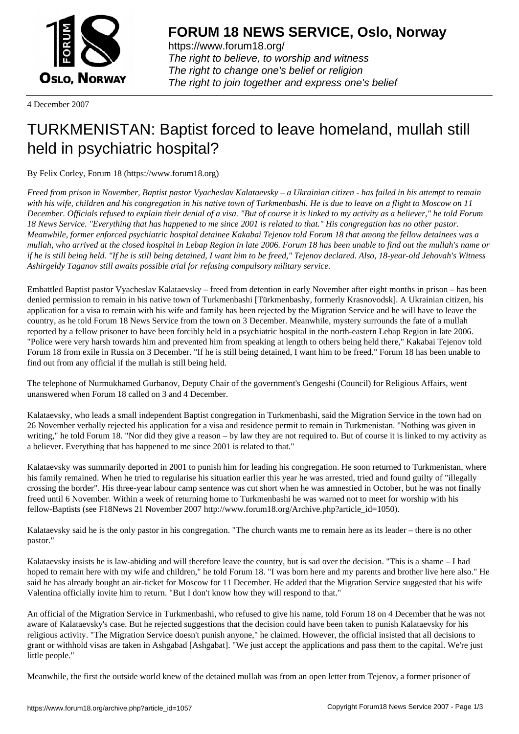# FORUM 18 NEWS SERVICE, Oslo, Norway

https://www.forum18.org/
*The right to believe, to worship and witness*
*The right to change one's belief or religion*
*The right to join together and express one's belief*

4 December 2007

# TURKMENISTAN: Baptist forced to leave homeland, mullah still held in psychiatric hospital?

By Felix Corley, Forum 18 (https://www.forum18.org)

*Freed from prison in November, Baptist pastor Vyacheslav Kalataevsky – a Ukrainian citizen - has failed in his attempt to remain with his wife, children and his congregation in his native town of Turkmenbashi. He is due to leave on a flight to Moscow on 11 December. Officials refused to explain their denial of a visa. "But of course it is linked to my activity as a believer," he told Forum 18 News Service. "Everything that has happened to me since 2001 is related to that." His congregation has no other pastor. Meanwhile, former enforced psychiatric hospital detainee Kakabai Tejenov told Forum 18 that among the fellow detainees was a mullah, who arrived at the closed hospital in Lebap Region in late 2006. Forum 18 has been unable to find out the mullah's name or if he is still being held. "If he is still being detained, I want him to be freed," Tejenov declared. Also, 18-year-old Jehovah's Witness Ashirgeldy Taganov still awaits possible trial for refusing compulsory military service.*

Embattled Baptist pastor Vyacheslav Kalataevsky – freed from detention in early November after eight months in prison – has been denied permission to remain in his native town of Turkmenbashi [Türkmenbashy, formerly Krasnovodsk]. A Ukrainian citizen, his application for a visa to remain with his wife and family has been rejected by the Migration Service and he will have to leave the country, as he told Forum 18 News Service from the town on 3 December. Meanwhile, mystery surrounds the fate of a mullah reported by a fellow prisoner to have been forcibly held in a psychiatric hospital in the north-eastern Lebap Region in late 2006. "Police were very harsh towards him and prevented him from speaking at length to others being held there," Kakabai Tejenov told Forum 18 from exile in Russia on 3 December. "If he is still being detained, I want him to be freed." Forum 18 has been unable to find out from any official if the mullah is still being held.

The telephone of Nurmukhamed Gurbanov, Deputy Chair of the government's Gengeshi (Council) for Religious Affairs, went unanswered when Forum 18 called on 3 and 4 December.

Kalataevsky, who leads a small independent Baptist congregation in Turkmenbashi, said the Migration Service in the town had on 26 November verbally rejected his application for a visa and residence permit to remain in Turkmenistan. "Nothing was given in writing," he told Forum 18. "Nor did they give a reason – by law they are not required to. But of course it is linked to my activity as a believer. Everything that has happened to me since 2001 is related to that."

Kalataevsky was summarily deported in 2001 to punish him for leading his congregation. He soon returned to Turkmenistan, where his family remained. When he tried to regularise his situation earlier this year he was arrested, tried and found guilty of "illegally crossing the border". His three-year labour camp sentence was cut short when he was amnestied in October, but he was not finally freed until 6 November. Within a week of returning home to Turkmenbashi he was warned not to meet for worship with his fellow-Baptists (see F18News 21 November 2007 http://www.forum18.org/Archive.php?article_id=1050).

Kalataevsky said he is the only pastor in his congregation. "The church wants me to remain here as its leader – there is no other pastor."

Kalataevsky insists he is law-abiding and will therefore leave the country, but is sad over the decision. "This is a shame – I had hoped to remain here with my wife and children," he told Forum 18. "I was born here and my parents and brother live here also." He said he has already bought an air-ticket for Moscow for 11 December. He added that the Migration Service suggested that his wife Valentina officially invite him to return. "But I don't know how they will respond to that."

An official of the Migration Service in Turkmenbashi, who refused to give his name, told Forum 18 on 4 December that he was not aware of Kalataevsky's case. But he rejected suggestions that the decision could have been taken to punish Kalataevsky for his religious activity. "The Migration Service doesn't punish anyone," he claimed. However, the official insisted that all decisions to grant or withhold visas are taken in Ashgabad [Ashgabat]. "We just accept the applications and pass them to the capital. We're just little people."

Meanwhile, the first the outside world knew of the detained mullah was from an open letter from Tejenov, a former prisoner of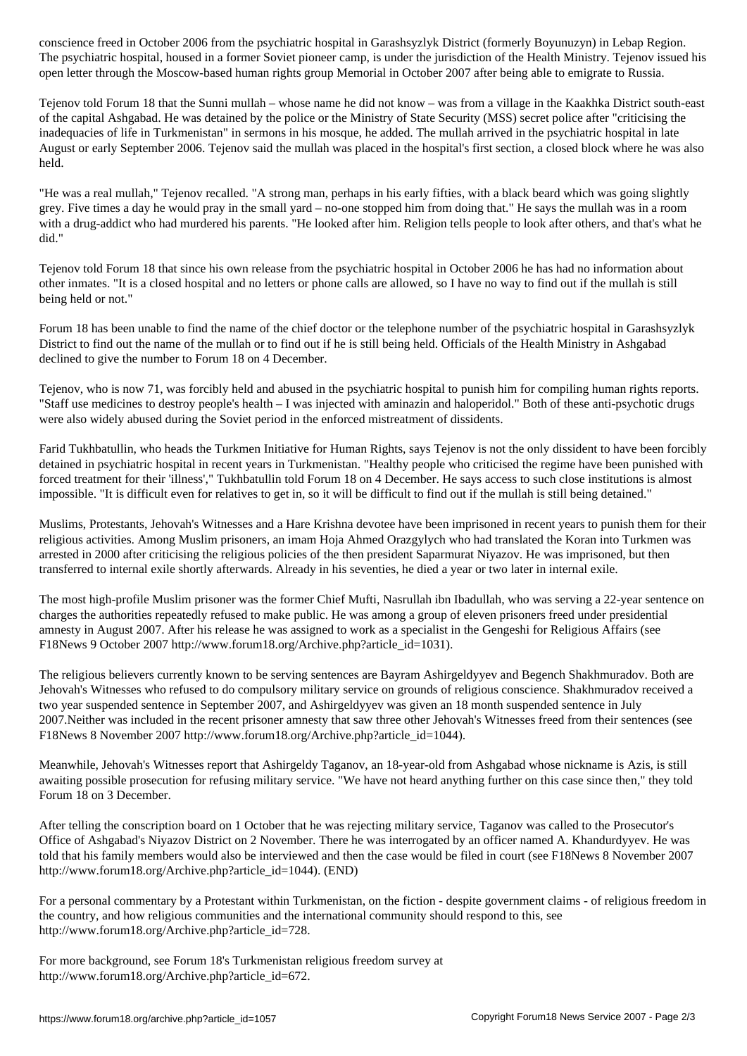conscience freed in October 2006 from the psychiatric hospital in Garashsyzlyk District (formerly Boyunuzyn) in Lebap Region. The psychiatric hospital, housed in a former Soviet pioneer camp, is under the jurisdiction of the Health Ministry. Tejenov issued his open letter through the Moscow-based human rights group Memorial in October 2007 after being able to emigrate to Russia.

Tejenov told Forum 18 that the Sunni mullah – whose name he did not know – was from a village in the Kaakhka District south-east of the capital Ashgabad. He was detained by the police or the Ministry of State Security (MSS) secret police after "criticising the inadequacies of life in Turkmenistan" in sermons in his mosque, he added. The mullah arrived in the psychiatric hospital in late August or early September 2006. Tejenov said the mullah was placed in the hospital's first section, a closed block where he was also held.

"He was a real mullah," Tejenov recalled. "A strong man, perhaps in his early fifties, with a black beard which was going slightly grey. Five times a day he would pray in the small yard – no-one stopped him from doing that." He says the mullah was in a room with a drug-addict who had murdered his parents. "He looked after him. Religion tells people to look after others, and that's what he did."

Tejenov told Forum 18 that since his own release from the psychiatric hospital in October 2006 he has had no information about other inmates. "It is a closed hospital and no letters or phone calls are allowed, so I have no way to find out if the mullah is still being held or not."

Forum 18 has been unable to find the name of the chief doctor or the telephone number of the psychiatric hospital in Garashsyzlyk District to find out the name of the mullah or to find out if he is still being held. Officials of the Health Ministry in Ashgabad declined to give the number to Forum 18 on 4 December.

Tejenov, who is now 71, was forcibly held and abused in the psychiatric hospital to punish him for compiling human rights reports. "Staff use medicines to destroy people's health – I was injected with aminazin and haloperidol." Both of these anti-psychotic drugs were also widely abused during the Soviet period in the enforced mistreatment of dissidents.

Farid Tukhbatullin, who heads the Turkmen Initiative for Human Rights, says Tejenov is not the only dissident to have been forcibly detained in psychiatric hospital in recent years in Turkmenistan. "Healthy people who criticised the regime have been punished with forced treatment for their 'illness'," Tukhbatullin told Forum 18 on 4 December. He says access to such close institutions is almost impossible. "It is difficult even for relatives to get in, so it will be difficult to find out if the mullah is still being detained."

Muslims, Protestants, Jehovah's Witnesses and a Hare Krishna devotee have been imprisoned in recent years to punish them for their religious activities. Among Muslim prisoners, an imam Hoja Ahmed Orazgylych who had translated the Koran into Turkmen was arrested in 2000 after criticising the religious policies of the then president Saparmurat Niyazov. He was imprisoned, but then transferred to internal exile shortly afterwards. Already in his seventies, he died a year or two later in internal exile.

The most high-profile Muslim prisoner was the former Chief Mufti, Nasrullah ibn Ibadullah, who was serving a 22-year sentence on charges the authorities repeatedly refused to make public. He was among a group of eleven prisoners freed under presidential amnesty in August 2007. After his release he was assigned to work as a specialist in the Gengeshi for Religious Affairs (see F18News 9 October 2007 http://www.forum18.org/Archive.php?article_id=1031).

The religious believers currently known to be serving sentences are Bayram Ashirgeldyyev and Begench Shakhmuradov. Both are Jehovah's Witnesses who refused to do compulsory military service on grounds of religious conscience. Shakhmuradov received a two year suspended sentence in September 2007, and Ashirgeldyyev was given an 18 month suspended sentence in July 2007.Neither was included in the recent prisoner amnesty that saw three other Jehovah's Witnesses freed from their sentences (see F18News 8 November 2007 http://www.forum18.org/Archive.php?article_id=1044).

Meanwhile, Jehovah's Witnesses report that Ashirgeldy Taganov, an 18-year-old from Ashgabad whose nickname is Azis, is still awaiting possible prosecution for refusing military service. "We have not heard anything further on this case since then," they told Forum 18 on 3 December.

After telling the conscription board on 1 October that he was rejecting military service, Taganov was called to the Prosecutor's Office of Ashgabad's Niyazov District on 2 November. There he was interrogated by an officer named A. Khandurdyyev. He was told that his family members would also be interviewed and then the case would be filed in court (see F18News 8 November 2007 http://www.forum18.org/Archive.php?article_id=1044). (END)

For a personal commentary by a Protestant within Turkmenistan, on the fiction - despite government claims - of religious freedom in the country, and how religious communities and the international community should respond to this, see http://www.forum18.org/Archive.php?article_id=728.

For more background, see Forum 18's Turkmenistan religious freedom survey at http://www.forum18.org/Archive.php?article_id=672.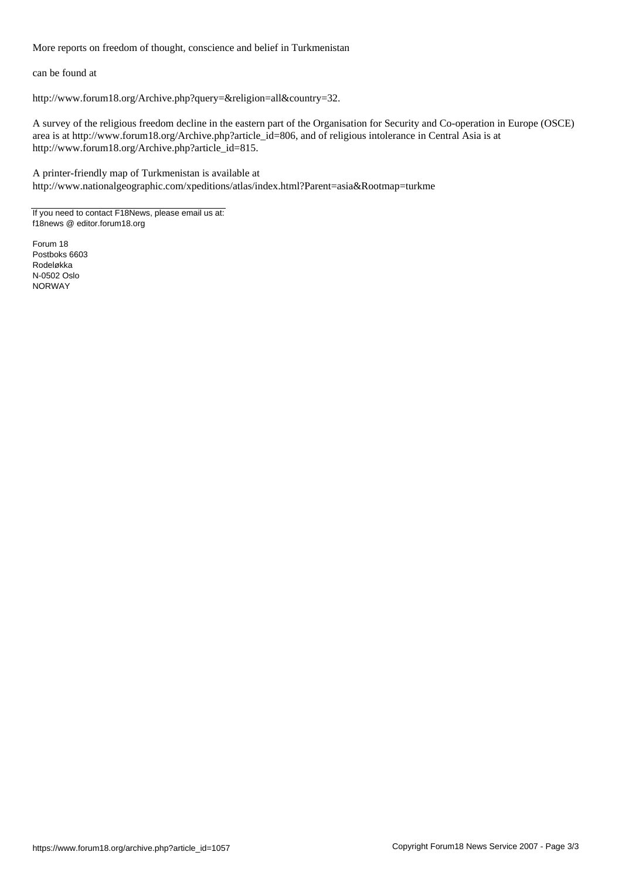More reports on freedom of thought, conscience and belief in Turkmenistan

can be found at

http://www.forum18.org/Archive.php?query=&religion=all&country=32.

A survey of the religious freedom decline in the eastern part of the Organisation for Security and Co-operation in Europe (OSCE) area is at http://www.forum18.org/Archive.php?article_id=806, and of religious intolerance in Central Asia is at http://www.forum18.org/Archive.php?article_id=815.

A printer-friendly map of Turkmenistan is available at http://www.nationalgeographic.com/xpeditions/atlas/index.html?Parent=asia&Rootmap=turkme

---

If you need to contact F18News, please email us at:
f18news @ editor.forum18.org

Forum 18
Postboks 6603
Rodeløkka
N-0502 Oslo
NORWAY